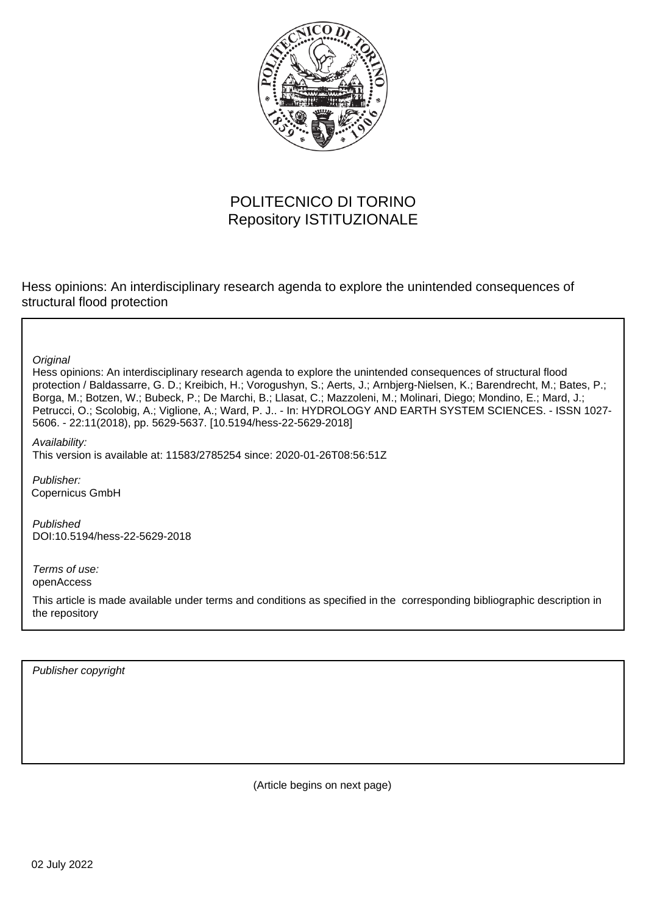POLITECNICO DI TORINO
Repository ISTITUZIONALE

Hess opinions: An interdisciplinary research agenda to explore the unintended consequences of structural flood protection

*Original*

Hess opinions: An interdisciplinary research agenda to explore the unintended consequences of structural flood protection / Baldassarre, G. D.; Kreibich, H.; Vorogushyn, S.; Aerts, J.; Arnbjerg-Nielsen, K.; Barendrecht, M.; Bates, P.; Borga, M.; Botzen, W.; Bubeck, P.; De Marchi, B.; Llasat, C.; Mazzoleni, M.; Molinari, Diego; Mondino, E.; Mard, J.; Petrucci, O.; Scolobig, A.; Viglione, A.; Ward, P. J.. - In: HYDROLOGY AND EARTH SYSTEM SCIENCES. - ISSN 1027-5606. - 22:11(2018), pp. 5629-5637. [10.5194/hess-22-5629-2018]

*Availability:*

This version is available at: 11583/2785254 since: 2020-01-26T08:56:51Z

*Publisher:*

Copernicus GmbH

*Published*

DOI:10.5194/hess-22-5629-2018

*Terms of use:*

openAccess

This article is made available under terms and conditions as specified in the corresponding bibliographic description in the repository

*Publisher copyright*

(Article begins on next page)

02 July 2022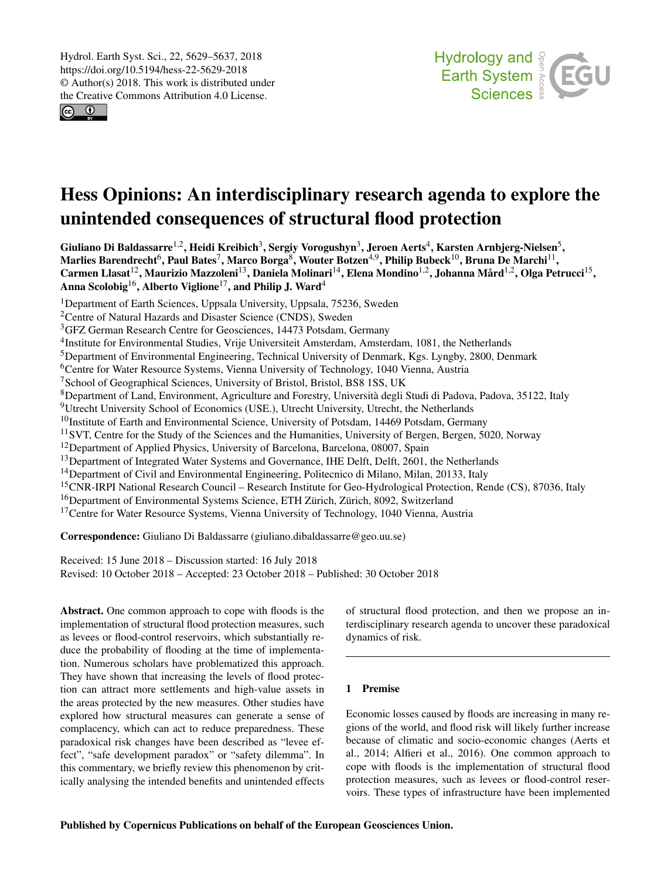Hydrol. Earth Syst. Sci., 22, 5629–5637, 2018
https://doi.org/10.5194/hess-22-5629-2018
© Author(s) 2018. This work is distributed under
the Creative Commons Attribution 4.0 License.

# Hess Opinions: An interdisciplinary research agenda to explore the unintended consequences of structural flood protection

**Giuliano Di Baldassarre[1,2], Heidi Kreibich[3], Sergiy Vorogushyn[3], Jeroen Aerts[4], Karsten Arnbjerg-Nielsen[5], Marlies Barendrecht[6], Paul Bates[7], Marco Borga[8], Wouter Botzen[4,9], Philip Bubeck[10], Bruna De Marchi[11], Carmen Llasat[12], Maurizio Mazzoleni[13], Daniela Molinari[14], Elena Mondino[1,2], Johanna Mård[1,2], Olga Petrucci[15], Anna Scolobig[16], Alberto Viglione[17], and Philip J. Ward[4]**

[1]Department of Earth Sciences, Uppsala University, Uppsala, 75236, Sweden
[2]Centre of Natural Hazards and Disaster Science (CNDS), Sweden
[3]GFZ German Research Centre for Geosciences, 14473 Potsdam, Germany
[4]Institute for Environmental Studies, Vrije Universiteit Amsterdam, Amsterdam, 1081, the Netherlands
[5]Department of Environmental Engineering, Technical University of Denmark, Kgs. Lyngby, 2800, Denmark
[6]Centre for Water Resource Systems, Vienna University of Technology, 1040 Vienna, Austria
[7]School of Geographical Sciences, University of Bristol, Bristol, BS8 1SS, UK
[8]Department of Land, Environment, Agriculture and Forestry, Università degli Studi di Padova, Padova, 35122, Italy
[9]Utrecht University School of Economics (USE.), Utrecht University, Utrecht, the Netherlands
[10]Institute of Earth and Environmental Science, University of Potsdam, 14469 Potsdam, Germany
[11]SVT, Centre for the Study of the Sciences and the Humanities, University of Bergen, Bergen, 5020, Norway
[12]Department of Applied Physics, University of Barcelona, Barcelona, 08007, Spain
[13]Department of Integrated Water Systems and Governance, IHE Delft, Delft, 2601, the Netherlands
[14]Department of Civil and Environmental Engineering, Politecnico di Milano, Milan, 20133, Italy
[15]CNR-IRPI National Research Council – Research Institute for Geo-Hydrological Protection, Rende (CS), 87036, Italy
[16]Department of Environmental Systems Science, ETH Zürich, Zürich, 8092, Switzerland
[17]Centre for Water Resource Systems, Vienna University of Technology, 1040 Vienna, Austria

**Correspondence:** Giuliano Di Baldassarre (giuliano.dibaldassarre@geo.uu.se)

Received: 15 June 2018 – Discussion started: 16 July 2018
Revised: 10 October 2018 – Accepted: 23 October 2018 – Published: 30 October 2018

**Abstract.** One common approach to cope with floods is the implementation of structural flood protection measures, such as levees or flood-control reservoirs, which substantially reduce the probability of flooding at the time of implementation. Numerous scholars have problematized this approach. They have shown that increasing the levels of flood protection can attract more settlements and high-value assets in the areas protected by the new measures. Other studies have explored how structural measures can generate a sense of complacency, which can act to reduce preparedness. These paradoxical risk changes have been described as "levee effect", "safe development paradox" or "safety dilemma". In this commentary, we briefly review this phenomenon by critically analysing the intended benefits and unintended effects of structural flood protection, and then we propose an interdisciplinary research agenda to uncover these paradoxical dynamics of risk.

## 1 Premise

Economic losses caused by floods are increasing in many regions of the world, and flood risk will likely further increase because of climatic and socio-economic changes (Aerts et al., 2014; Alfieri et al., 2016). One common approach to cope with floods is the implementation of structural flood protection measures, such as levees or flood-control reservoirs. These types of infrastructure have been implemented

Published by Copernicus Publications on behalf of the European Geosciences Union.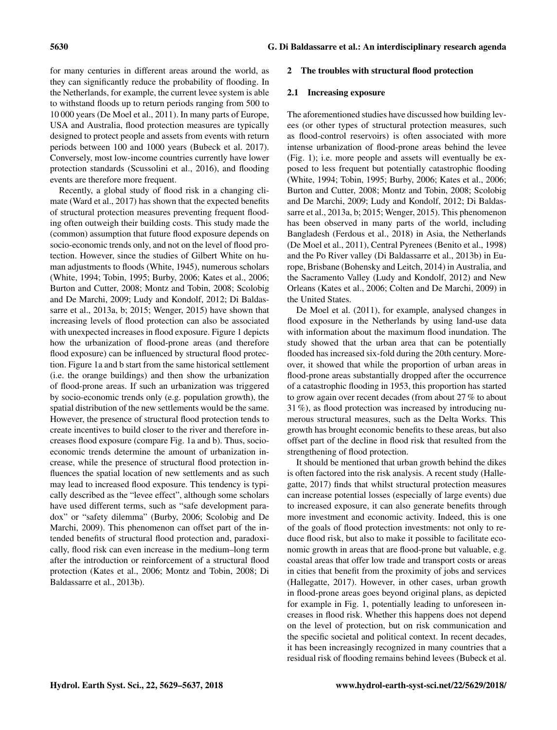for many centuries in different areas around the world, as they can significantly reduce the probability of flooding. In the Netherlands, for example, the current levee system is able to withstand floods up to return periods ranging from 500 to 10 000 years (De Moel et al., 2011). In many parts of Europe, USA and Australia, flood protection measures are typically designed to protect people and assets from events with return periods between 100 and 1000 years (Bubeck et al. 2017). Conversely, most low-income countries currently have lower protection standards (Scussolini et al., 2016), and flooding events are therefore more frequent.

Recently, a global study of flood risk in a changing climate (Ward et al., 2017) has shown that the expected benefits of structural protection measures preventing frequent flooding often outweigh their building costs. This study made the (common) assumption that future flood exposure depends on socio-economic trends only, and not on the level of flood protection. However, since the studies of Gilbert White on human adjustments to floods (White, 1945), numerous scholars (White, 1994; Tobin, 1995; Burby, 2006; Kates et al., 2006; Burton and Cutter, 2008; Montz and Tobin, 2008; Scolobig and De Marchi, 2009; Ludy and Kondolf, 2012; Di Baldassarre et al., 2013a, b; 2015; Wenger, 2015) have shown that increasing levels of flood protection can also be associated with unexpected increases in flood exposure. Figure 1 depicts how the urbanization of flood-prone areas (and therefore flood exposure) can be influenced by structural flood protection. Figure 1a and b start from the same historical settlement (i.e. the orange buildings) and then show the urbanization of flood-prone areas. If such an urbanization was triggered by socio-economic trends only (e.g. population growth), the spatial distribution of the new settlements would be the same. However, the presence of structural flood protection tends to create incentives to build closer to the river and therefore increases flood exposure (compare Fig. 1a and b). Thus, socio-economic trends determine the amount of urbanization increase, while the presence of structural flood protection influences the spatial location of new settlements and as such may lead to increased flood exposure. This tendency is typically described as the "levee effect", although some scholars have used different terms, such as "safe development paradox" or "safety dilemma" (Burby, 2006; Scolobig and De Marchi, 2009). This phenomenon can offset part of the intended benefits of structural flood protection and, paradoxically, flood risk can even increase in the medium–long term after the introduction or reinforcement of a structural flood protection (Kates et al., 2006; Montz and Tobin, 2008; Di Baldassarre et al., 2013b).

## 2 The troubles with structural flood protection

### 2.1 Increasing exposure

The aforementioned studies have discussed how building levees (or other types of structural protection measures, such as flood-control reservoirs) is often associated with more intense urbanization of flood-prone areas behind the levee (Fig. 1); i.e. more people and assets will eventually be exposed to less frequent but potentially catastrophic flooding (White, 1994; Tobin, 1995; Burby, 2006; Kates et al., 2006; Burton and Cutter, 2008; Montz and Tobin, 2008; Scolobig and De Marchi, 2009; Ludy and Kondolf, 2012; Di Baldassarre et al., 2013a, b; 2015; Wenger, 2015). This phenomenon has been observed in many parts of the world, including Bangladesh (Ferdous et al., 2018) in Asia, the Netherlands (De Moel et al., 2011), Central Pyrenees (Benito et al., 1998) and the Po River valley (Di Baldassarre et al., 2013b) in Europe, Brisbane (Bohensky and Leitch, 2014) in Australia, and the Sacramento Valley (Ludy and Kondolf, 2012) and New Orleans (Kates et al., 2006; Colten and De Marchi, 2009) in the United States.

De Moel et al. (2011), for example, analysed changes in flood exposure in the Netherlands by using land-use data with information about the maximum flood inundation. The study showed that the urban area that can be potentially flooded has increased six-fold during the 20th century. Moreover, it showed that while the proportion of urban areas in flood-prone areas substantially dropped after the occurrence of a catastrophic flooding in 1953, this proportion has started to grow again over recent decades (from about 27 % to about 31 %), as flood protection was increased by introducing numerous structural measures, such as the Delta Works. This growth has brought economic benefits to these areas, but also offset part of the decline in flood risk that resulted from the strengthening of flood protection.

It should be mentioned that urban growth behind the dikes is often factored into the risk analysis. A recent study (Hallegatte, 2017) finds that whilst structural protection measures can increase potential losses (especially of large events) due to increased exposure, it can also generate benefits through more investment and economic activity. Indeed, this is one of the goals of flood protection investments: not only to reduce flood risk, but also to make it possible to facilitate economic growth in areas that are flood-prone but valuable, e.g. coastal areas that offer low trade and transport costs or areas in cities that benefit from the proximity of jobs and services (Hallegatte, 2017). However, in other cases, urban growth in flood-prone areas goes beyond original plans, as depicted for example in Fig. 1, potentially leading to unforeseen increases in flood risk. Whether this happens does not depend on the level of protection, but on risk communication and the specific societal and political context. In recent decades, it has been increasingly recognized in many countries that a residual risk of flooding remains behind levees (Bubeck et al.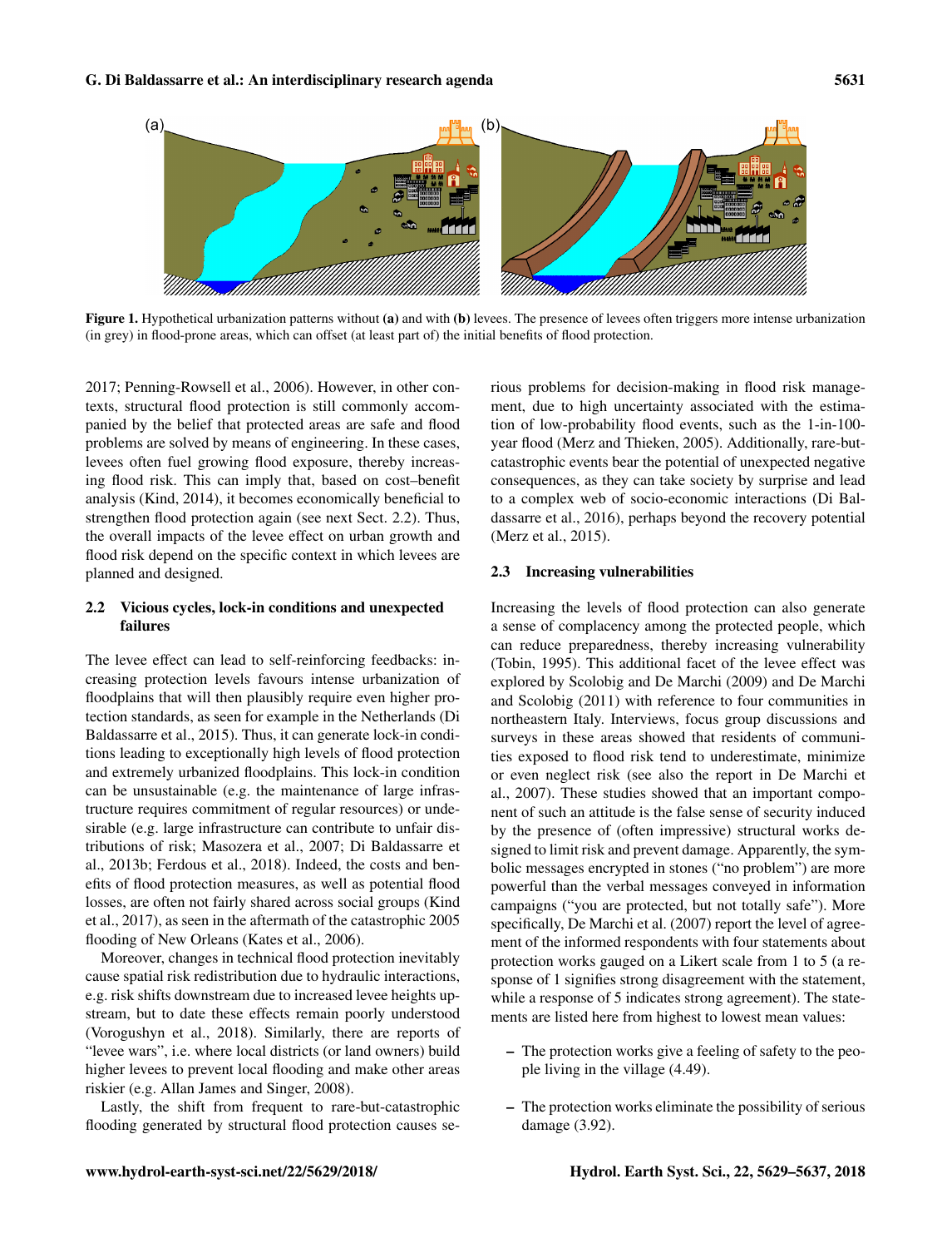Figure 1. Hypothetical urbanization patterns without **(a)** and with **(b)** levees. The presence of levees often triggers more intense urbanization (in grey) in flood-prone areas, which can offset (at least part of) the initial benefits of flood protection.

2017; Penning-Rowsell et al., 2006). However, in other contexts, structural flood protection is still commonly accompanied by the belief that protected areas are safe and flood problems are solved by means of engineering. In these cases, levees often fuel growing flood exposure, thereby increasing flood risk. This can imply that, based on cost–benefit analysis (Kind, 2014), it becomes economically beneficial to strengthen flood protection again (see next Sect. 2.2). Thus, the overall impacts of the levee effect on urban growth and flood risk depend on the specific context in which levees are planned and designed.

### 2.2 Vicious cycles, lock-in conditions and unexpected failures

The levee effect can lead to self-reinforcing feedbacks: increasing protection levels favours intense urbanization of floodplains that will then plausibly require even higher protection standards, as seen for example in the Netherlands (Di Baldassarre et al., 2015). Thus, it can generate lock-in conditions leading to exceptionally high levels of flood protection and extremely urbanized floodplains. This lock-in condition can be unsustainable (e.g. the maintenance of large infrastructure requires commitment of regular resources) or undesirable (e.g. large infrastructure can contribute to unfair distributions of risk; Masozera et al., 2007; Di Baldassarre et al., 2013b; Ferdous et al., 2018). Indeed, the costs and benefits of flood protection measures, as well as potential flood losses, are often not fairly shared across social groups (Kind et al., 2017), as seen in the aftermath of the catastrophic 2005 flooding of New Orleans (Kates et al., 2006).

Moreover, changes in technical flood protection inevitably cause spatial risk redistribution due to hydraulic interactions, e.g. risk shifts downstream due to increased levee heights upstream, but to date these effects remain poorly understood (Vorogushyn et al., 2018). Similarly, there are reports of "levee wars", i.e. where local districts (or land owners) build higher levees to prevent local flooding and make other areas riskier (e.g. Allan James and Singer, 2008).

Lastly, the shift from frequent to rare-but-catastrophic flooding generated by structural flood protection causes serious problems for decision-making in flood risk management, due to high uncertainty associated with the estimation of low-probability flood events, such as the 1-in-100-year flood (Merz and Thieken, 2005). Additionally, rare-but-catastrophic events bear the potential of unexpected negative consequences, as they can take society by surprise and lead to a complex web of socio-economic interactions (Di Baldassarre et al., 2016), perhaps beyond the recovery potential (Merz et al., 2015).

### 2.3 Increasing vulnerabilities

Increasing the levels of flood protection can also generate a sense of complacency among the protected people, which can reduce preparedness, thereby increasing vulnerability (Tobin, 1995). This additional facet of the levee effect was explored by Scolobig and De Marchi (2009) and De Marchi and Scolobig (2011) with reference to four communities in northeastern Italy. Interviews, focus group discussions and surveys in these areas showed that residents of communities exposed to flood risk tend to underestimate, minimize or even neglect risk (see also the report in De Marchi et al., 2007). These studies showed that an important component of such an attitude is the false sense of security induced by the presence of (often impressive) structural works designed to limit risk and prevent damage. Apparently, the symbolic messages encrypted in stones ("no problem") are more powerful than the verbal messages conveyed in information campaigns ("you are protected, but not totally safe"). More specifically, De Marchi et al. (2007) report the level of agreement of the informed respondents with four statements about protection works gauged on a Likert scale from 1 to 5 (a response of 1 signifies strong disagreement with the statement, while a response of 5 indicates strong agreement). The statements are listed here from highest to lowest mean values:

- The protection works give a feeling of safety to the people living in the village (4.49).
- The protection works eliminate the possibility of serious damage (3.92).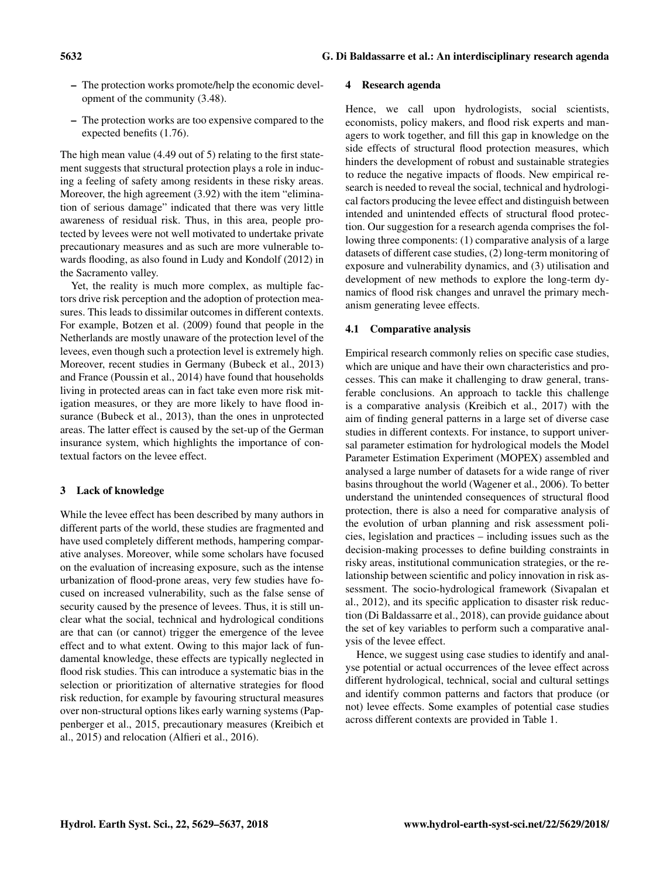- The protection works promote/help the economic development of the community (3.48).
- The protection works are too expensive compared to the expected benefits (1.76).

The high mean value (4.49 out of 5) relating to the first statement suggests that structural protection plays a role in inducing a feeling of safety among residents in these risky areas. Moreover, the high agreement (3.92) with the item "elimination of serious damage" indicated that there was very little awareness of residual risk. Thus, in this area, people protected by levees were not well motivated to undertake private precautionary measures and as such are more vulnerable towards flooding, as also found in Ludy and Kondolf (2012) in the Sacramento valley.

Yet, the reality is much more complex, as multiple factors drive risk perception and the adoption of protection measures. This leads to dissimilar outcomes in different contexts. For example, Botzen et al. (2009) found that people in the Netherlands are mostly unaware of the protection level of the levees, even though such a protection level is extremely high. Moreover, recent studies in Germany (Bubeck et al., 2013) and France (Poussin et al., 2014) have found that households living in protected areas can in fact take even more risk mitigation measures, or they are more likely to have flood insurance (Bubeck et al., 2013), than the ones in unprotected areas. The latter effect is caused by the set-up of the German insurance system, which highlights the importance of contextual factors on the levee effect.

## 3 Lack of knowledge

While the levee effect has been described by many authors in different parts of the world, these studies are fragmented and have used completely different methods, hampering comparative analyses. Moreover, while some scholars have focused on the evaluation of increasing exposure, such as the intense urbanization of flood-prone areas, very few studies have focused on increased vulnerability, such as the false sense of security caused by the presence of levees. Thus, it is still unclear what the social, technical and hydrological conditions are that can (or cannot) trigger the emergence of the levee effect and to what extent. Owing to this major lack of fundamental knowledge, these effects are typically neglected in flood risk studies. This can introduce a systematic bias in the selection or prioritization of alternative strategies for flood risk reduction, for example by favouring structural measures over non-structural options likes early warning systems (Pappenberger et al., 2015, precautionary measures (Kreibich et al., 2015) and relocation (Alfieri et al., 2016).

## 4 Research agenda

Hence, we call upon hydrologists, social scientists, economists, policy makers, and flood risk experts and managers to work together, and fill this gap in knowledge on the side effects of structural flood protection measures, which hinders the development of robust and sustainable strategies to reduce the negative impacts of floods. New empirical research is needed to reveal the social, technical and hydrological factors producing the levee effect and distinguish between intended and unintended effects of structural flood protection. Our suggestion for a research agenda comprises the following three components: (1) comparative analysis of a large datasets of different case studies, (2) long-term monitoring of exposure and vulnerability dynamics, and (3) utilisation and development of new methods to explore the long-term dynamics of flood risk changes and unravel the primary mechanism generating levee effects.

### 4.1 Comparative analysis

Empirical research commonly relies on specific case studies, which are unique and have their own characteristics and processes. This can make it challenging to draw general, transferable conclusions. An approach to tackle this challenge is a comparative analysis (Kreibich et al., 2017) with the aim of finding general patterns in a large set of diverse case studies in different contexts. For instance, to support universal parameter estimation for hydrological models the Model Parameter Estimation Experiment (MOPEX) assembled and analysed a large number of datasets for a wide range of river basins throughout the world (Wagener et al., 2006). To better understand the unintended consequences of structural flood protection, there is also a need for comparative analysis of the evolution of urban planning and risk assessment policies, legislation and practices – including issues such as the decision-making processes to define building constraints in risky areas, institutional communication strategies, or the relationship between scientific and policy innovation in risk assessment. The socio-hydrological framework (Sivapalan et al., 2012), and its specific application to disaster risk reduction (Di Baldassarre et al., 2018), can provide guidance about the set of key variables to perform such a comparative analysis of the levee effect.

Hence, we suggest using case studies to identify and analyse potential or actual occurrences of the levee effect across different hydrological, technical, social and cultural settings and identify common patterns and factors that produce (or not) levee effects. Some examples of potential case studies across different contexts are provided in Table 1.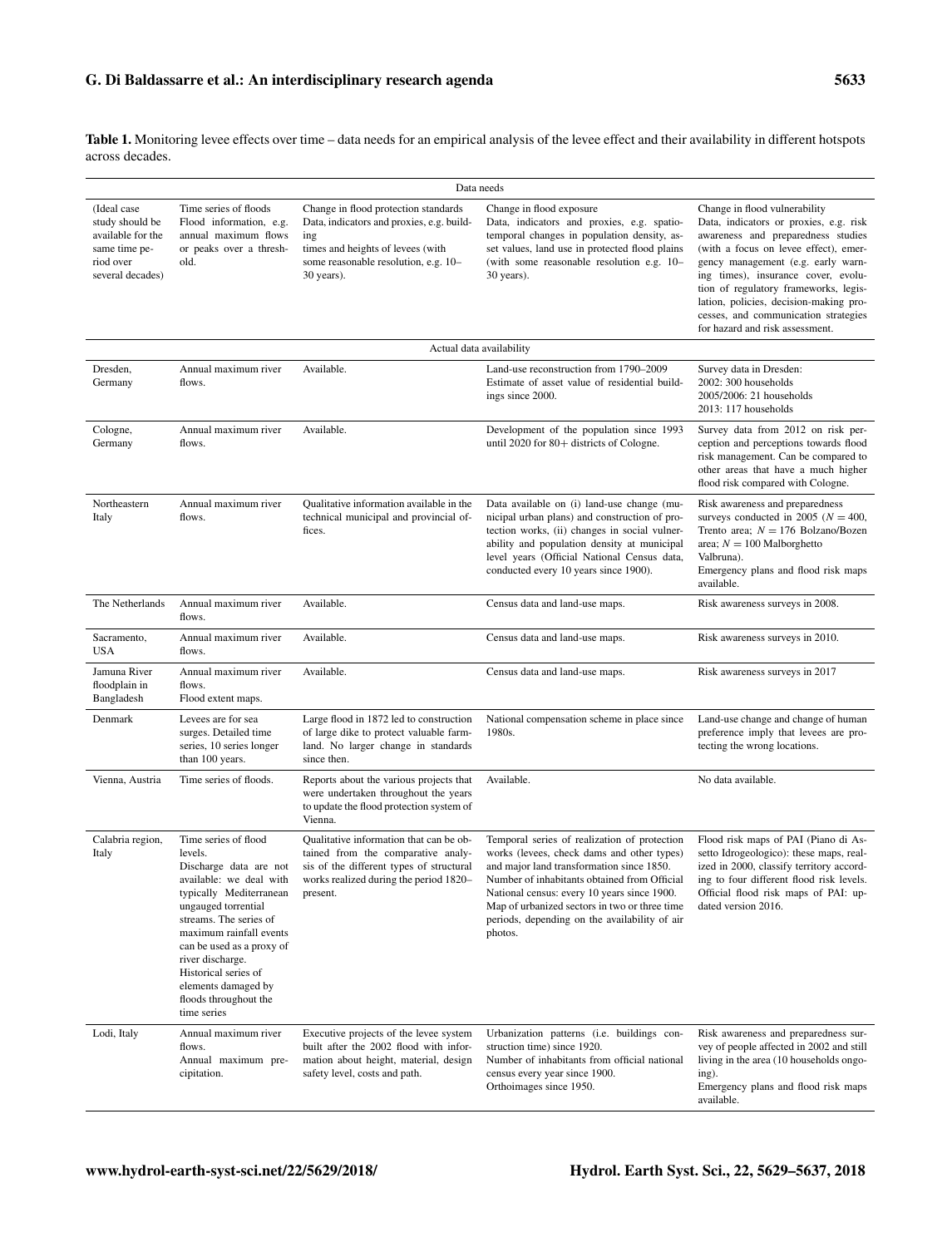**Table 1.** Monitoring levee effects over time – data needs for an empirical analysis of the levee effect and their availability in different hotspots across decades.

| | | Data needs | | |
|---|---|---|---|---|
| (Ideal case study should be available for the same time period over several decades) | Time series of floods Flood information, e.g. annual maximum flows or peaks over a threshold. | Change in flood protection standards Data, indicators and proxies, e.g. building times and heights of levees (with some reasonable resolution, e.g. 10–30 years). | Change in flood exposure Data, indicators and proxies, e.g. spatio-temporal changes in population density, asset values, land use in protected flood plains (with some reasonable resolution e.g. 10–30 years). | Change in flood vulnerability Data, indicators or proxies, e.g. risk awareness and preparedness studies (with a focus on levee effect), emergency management (e.g. early warning times), insurance cover, evolution of regulatory frameworks, legislation, policies, decision-making processes, and communication strategies for hazard and risk assessment. |
| | | Actual data availability | | |
| Dresden, Germany | Annual maximum river flows. | Available. | Land-use reconstruction from 1790–2009 Estimate of asset value of residential buildings since 2000. | Survey data in Dresden: 2002: 300 households 2005/2006: 21 households 2013: 117 households |
| Cologne, Germany | Annual maximum river flows. | Available. | Development of the population since 1993 until 2020 for 80+ districts of Cologne. | Survey data from 2012 on risk perception and perceptions towards flood risk management. Can be compared to other areas that have a much higher flood risk compared with Cologne. |
| Northeastern Italy | Annual maximum river flows. | Qualitative information available in the technical municipal and provincial offices. | Data available on (i) land-use change (municipal urban plans) and construction of protection works, (ii) changes in social vulnerability and population density at municipal level years (Official National Census data, conducted every 10 years since 1900). | Risk awareness and preparedness surveys conducted in 2005 ($N = 400$, Trento area; $N = 176$ Bolzano/Bozen area; $N = 100$ Malborghetto Valbruna). Emergency plans and flood risk maps available. |
| The Netherlands | Annual maximum river flows. | Available. | Census data and land-use maps. | Risk awareness surveys in 2008. |
| Sacramento, USA | Annual maximum river flows. | Available. | Census data and land-use maps. | Risk awareness surveys in 2010. |
| Jamuna River floodplain in Bangladesh | Annual maximum river flows. Flood extent maps. | Available. | Census data and land-use maps. | Risk awareness surveys in 2017 |
| Denmark | Levees are for sea surges. Detailed time series, 10 series longer than 100 years. | Large flood in 1872 led to construction of large dike to protect valuable farmland. No larger change in standards since then. | National compensation scheme in place since 1980s. | Land-use change and change of human preference imply that levees are protecting the wrong locations. |
| Vienna, Austria | Time series of floods. | Reports about the various projects that were undertaken throughout the years to update the flood protection system of Vienna. | Available. | No data available. |
| Calabria region, Italy | Time series of flood levels. Discharge data are not available: we deal with typically Mediterranean ungauged torrential streams. The series of maximum rainfall events can be used as a proxy of river discharge. Historical series of elements damaged by floods throughout the time series | Qualitative information that can be obtained from the comparative analysis of the different types of structural works realized during the period 1820–present. | Temporal series of realization of protection works (levees, check dams and other types) and major land transformation since 1850. Number of inhabitants obtained from Official National census: every 10 years since 1900. Map of urbanized sectors in two or three time periods, depending on the availability of air photos. | Flood risk maps of PAI (Piano di Assetto Idrogeologico): these maps, realized in 2000, classify territory according to four different flood risk levels. Official flood risk maps of PAI: updated version 2016. |
| Lodi, Italy | Annual maximum river flows. Annual maximum precipitation. | Executive projects of the levee system built after the 2002 flood with information about height, material, design safety level, costs and path. | Urbanization patterns (i.e. buildings construction time) since 1920. Number of inhabitants from official national census every year since 1900. Orthoimages since 1950. | Risk awareness and preparedness survey of people affected in 2002 and still living in the area (10 households ongoing). Emergency plans and flood risk maps available. |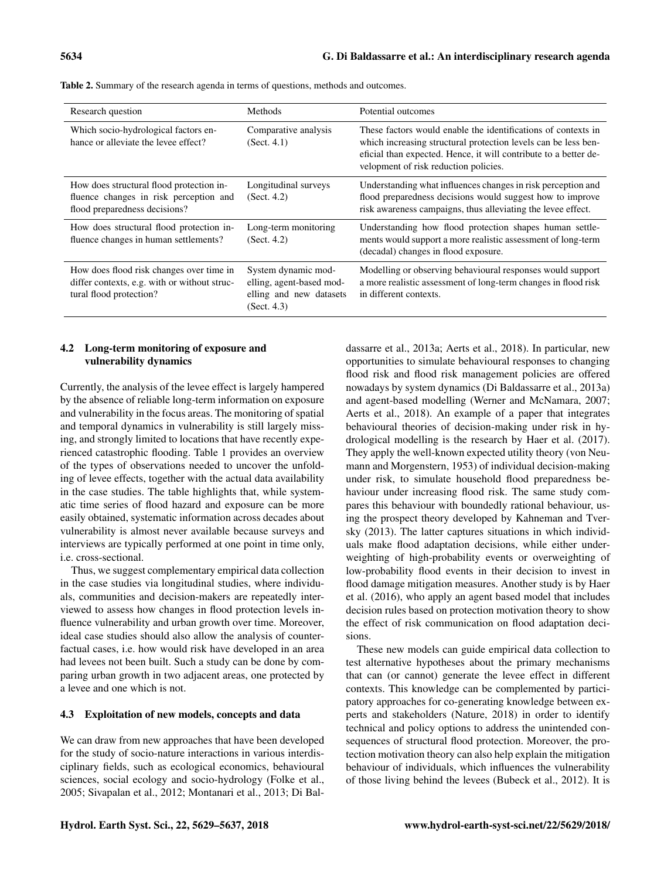**Table 2.** Summary of the research agenda in terms of questions, methods and outcomes.

| Research question | Methods | Potential outcomes |
|---|---|---|
| Which socio-hydrological factors enhance or alleviate the levee effect? | Comparative analysis (Sect. 4.1) | These factors would enable the identifications of contexts in which increasing structural protection levels can be less beneficial than expected. Hence, it will contribute to a better development of risk reduction policies. |
| How does structural flood protection influence changes in risk perception and flood preparedness decisions? | Longitudinal surveys (Sect. 4.2) | Understanding what influences changes in risk perception and flood preparedness decisions would suggest how to improve risk awareness campaigns, thus alleviating the levee effect. |
| How does structural flood protection influence changes in human settlements? | Long-term monitoring (Sect. 4.2) | Understanding how flood protection shapes human settlements would support a more realistic assessment of long-term (decadal) changes in flood exposure. |
| How does flood risk changes over time in differ contexts, e.g. with or without structural flood protection? | System dynamic modelling, agent-based modelling and new datasets (Sect. 4.3) | Modelling or observing behavioural responses would support a more realistic assessment of long-term changes in flood risk in different contexts. |

### 4.2 Long-term monitoring of exposure and vulnerability dynamics

Currently, the analysis of the levee effect is largely hampered by the absence of reliable long-term information on exposure and vulnerability in the focus areas. The monitoring of spatial and temporal dynamics in vulnerability is still largely missing, and strongly limited to locations that have recently experienced catastrophic flooding. Table 1 provides an overview of the types of observations needed to uncover the unfolding of levee effects, together with the actual data availability in the case studies. The table highlights that, while systematic time series of flood hazard and exposure can be more easily obtained, systematic information across decades about vulnerability is almost never available because surveys and interviews are typically performed at one point in time only, i.e. cross-sectional.

Thus, we suggest complementary empirical data collection in the case studies via longitudinal studies, where individuals, communities and decision-makers are repeatedly interviewed to assess how changes in flood protection levels influence vulnerability and urban growth over time. Moreover, ideal case studies should also allow the analysis of counterfactual cases, i.e. how would risk have developed in an area had levees not been built. Such a study can be done by comparing urban growth in two adjacent areas, one protected by a levee and one which is not.

### 4.3 Exploitation of new models, concepts and data

We can draw from new approaches that have been developed for the study of socio-nature interactions in various interdisciplinary fields, such as ecological economics, behavioural sciences, social ecology and socio-hydrology (Folke et al., 2005; Sivapalan et al., 2012; Montanari et al., 2013; Di Baldassarre et al., 2013a; Aerts et al., 2018). In particular, new opportunities to simulate behavioural responses to changing flood risk and flood risk management policies are offered nowadays by system dynamics (Di Baldassarre et al., 2013a) and agent-based modelling (Werner and McNamara, 2007; Aerts et al., 2018). An example of a paper that integrates behavioural theories of decision-making under risk in hydrological modelling is the research by Haer et al. (2017). They apply the well-known expected utility theory (von Neumann and Morgenstern, 1953) of individual decision-making under risk, to simulate household flood preparedness behaviour under increasing flood risk. The same study compares this behaviour with boundedly rational behaviour, using the prospect theory developed by Kahneman and Tversky (2013). The latter captures situations in which individuals make flood adaptation decisions, while either underweighting of high-probability events or overweighting of low-probability flood events in their decision to invest in flood damage mitigation measures. Another study is by Haer et al. (2016), who apply an agent based model that includes decision rules based on protection motivation theory to show the effect of risk communication on flood adaptation decisions.

These new models can guide empirical data collection to test alternative hypotheses about the primary mechanisms that can (or cannot) generate the levee effect in different contexts. This knowledge can be complemented by participatory approaches for co-generating knowledge between experts and stakeholders (Nature, 2018) in order to identify technical and policy options to address the unintended consequences of structural flood protection. Moreover, the protection motivation theory can also help explain the mitigation behaviour of individuals, which influences the vulnerability of those living behind the levees (Bubeck et al., 2012). It is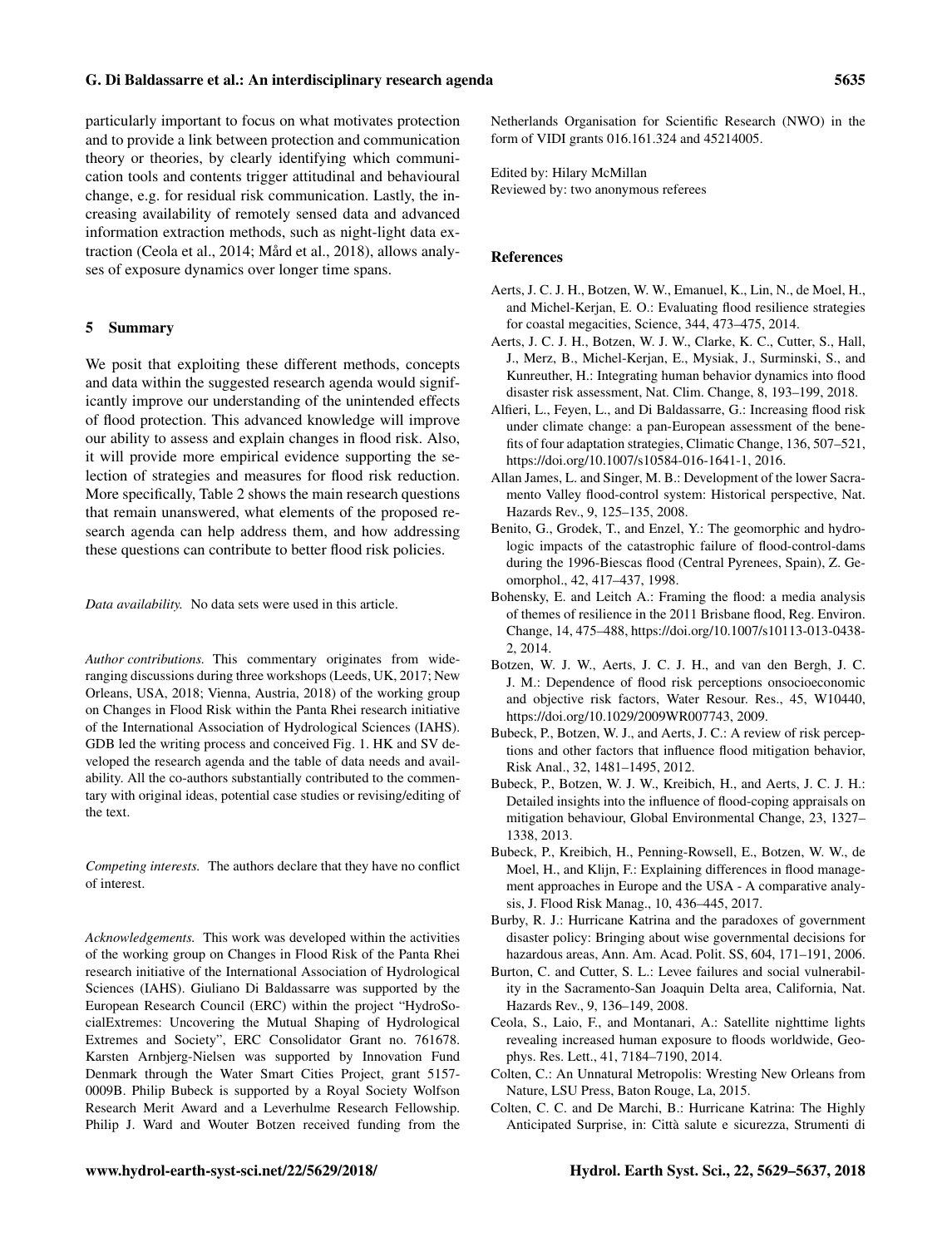particularly important to focus on what motivates protection and to provide a link between protection and communication theory or theories, by clearly identifying which communication tools and contents trigger attitudinal and behavioural change, e.g. for residual risk communication. Lastly, the increasing availability of remotely sensed data and advanced information extraction methods, such as night-light data extraction (Ceola et al., 2014; Mård et al., 2018), allows analyses of exposure dynamics over longer time spans.

## 5 Summary

We posit that exploiting these different methods, concepts and data within the suggested research agenda would significantly improve our understanding of the unintended effects of flood protection. This advanced knowledge will improve our ability to assess and explain changes in flood risk. Also, it will provide more empirical evidence supporting the selection of strategies and measures for flood risk reduction. More specifically, Table 2 shows the main research questions that remain unanswered, what elements of the proposed research agenda can help address them, and how addressing these questions can contribute to better flood risk policies.

*Data availability.* No data sets were used in this article.

*Author contributions.* This commentary originates from wide-ranging discussions during three workshops (Leeds, UK, 2017; New Orleans, USA, 2018; Vienna, Austria, 2018) of the working group on Changes in Flood Risk within the Panta Rhei research initiative of the International Association of Hydrological Sciences (IAHS). GDB led the writing process and conceived Fig. 1. HK and SV developed the research agenda and the table of data needs and availability. All the co-authors substantially contributed to the commentary with original ideas, potential case studies or revising/editing of the text.

*Competing interests.* The authors declare that they have no conflict of interest.

*Acknowledgements.* This work was developed within the activities of the working group on Changes in Flood Risk of the Panta Rhei research initiative of the International Association of Hydrological Sciences (IAHS). Giuliano Di Baldassarre was supported by the European Research Council (ERC) within the project "HydroSocialExtremes: Uncovering the Mutual Shaping of Hydrological Extremes and Society", ERC Consolidator Grant no. 761678. Karsten Arnbjerg-Nielsen was supported by Innovation Fund Denmark through the Water Smart Cities Project, grant 5157-0009B. Philip Bubeck is supported by a Royal Society Wolfson Research Merit Award and a Leverhulme Research Fellowship. Philip J. Ward and Wouter Botzen received funding from the Netherlands Organisation for Scientific Research (NWO) in the form of VIDI grants 016.161.324 and 45214005.

Edited by: Hilary McMillan
Reviewed by: two anonymous referees

## References

Aerts, J. C. J. H., Botzen, W. W., Emanuel, K., Lin, N., de Moel, H., and Michel-Kerjan, E. O.: Evaluating flood resilience strategies for coastal megacities, Science, 344, 473–475, 2014.

Aerts, J. C. J. H., Botzen, W. J. W., Clarke, K. C., Cutter, S., Hall, J., Merz, B., Michel-Kerjan, E., Mysiak, J., Surminski, S., and Kunreuther, H.: Integrating human behavior dynamics into flood disaster risk assessment, Nat. Clim. Change, 8, 193–199, 2018.

Alfieri, L., Feyen, L., and Di Baldassarre, G.: Increasing flood risk under climate change: a pan-European assessment of the benefits of four adaptation strategies, Climatic Change, 136, 507–521, https://doi.org/10.1007/s10584-016-1641-1, 2016.

Allan James, L. and Singer, M. B.: Development of the lower Sacramento Valley flood-control system: Historical perspective, Nat. Hazards Rev., 9, 125–135, 2008.

Benito, G., Grodek, T., and Enzel, Y.: The geomorphic and hydrologic impacts of the catastrophic failure of flood-control-dams during the 1996-Biescas flood (Central Pyrenees, Spain), Z. Geomorphol., 42, 417–437, 1998.

Bohensky, E. and Leitch A.: Framing the flood: a media analysis of themes of resilience in the 2011 Brisbane flood, Reg. Environ. Change, 14, 475–488, https://doi.org/10.1007/s10113-013-0438-2, 2014.

Botzen, W. J. W., Aerts, J. C. J. H., and van den Bergh, J. C. J. M.: Dependence of flood risk perceptions onsocioeconomic and objective risk factors, Water Resour. Res., 45, W10440, https://doi.org/10.1029/2009WR007743, 2009.

Bubeck, P., Botzen, W. J., and Aerts, J. C.: A review of risk perceptions and other factors that influence flood mitigation behavior, Risk Anal., 32, 1481–1495, 2012.

Bubeck, P., Botzen, W. J. W., Kreibich, H., and Aerts, J. C. J. H.: Detailed insights into the influence of flood-coping appraisals on mitigation behaviour, Global Environmental Change, 23, 1327–1338, 2013.

Bubeck, P., Kreibich, H., Penning-Rowsell, E., Botzen, W. W., de Moel, H., and Klijn, F.: Explaining differences in flood management approaches in Europe and the USA - A comparative analysis, J. Flood Risk Manag., 10, 436–445, 2017.

Burby, R. J.: Hurricane Katrina and the paradoxes of government disaster policy: Bringing about wise governmental decisions for hazardous areas, Ann. Am. Acad. Polit. SS, 604, 171–191, 2006.

Burton, C. and Cutter, S. L.: Levee failures and social vulnerability in the Sacramento-San Joaquin Delta area, California, Nat. Hazards Rev., 9, 136–149, 2008.

Ceola, S., Laio, F., and Montanari, A.: Satellite nighttime lights revealing increased human exposure to floods worldwide, Geophys. Res. Lett., 41, 7184–7190, 2014.

Colten, C.: An Unnatural Metropolis: Wresting New Orleans from Nature, LSU Press, Baton Rouge, La, 2015.

Colten, C. C. and De Marchi, B.: Hurricane Katrina: The Highly Anticipated Surprise, in: Città salute e sicurezza, Strumenti di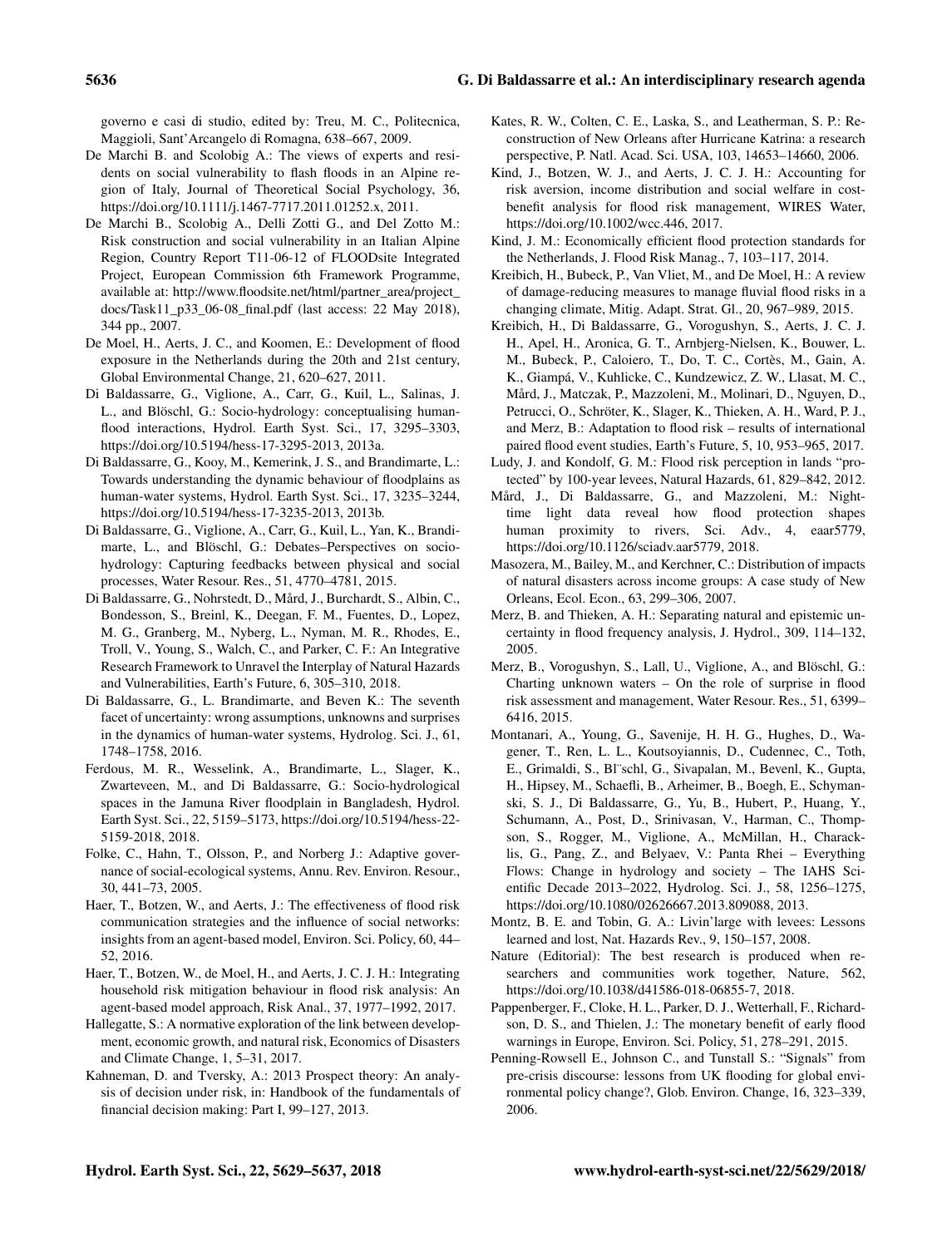governo e casi di studio, edited by: Treu, M. C., Politecnica, Maggioli, Sant'Arcangelo di Romagna, 638–667, 2009.

De Marchi B. and Scolobig A.: The views of experts and residents on social vulnerability to flash floods in an Alpine region of Italy, Journal of Theoretical Social Psychology, 36, https://doi.org/10.1111/j.1467-7717.2011.01252.x, 2011.

De Marchi B., Scolobig A., Delli Zotti G., and Del Zotto M.: Risk construction and social vulnerability in an Italian Alpine Region, Country Report T11-06-12 of FLOODsite Integrated Project, European Commission 6th Framework Programme, available at: http://www.floodsite.net/html/partner_area/project_docs/Task11_p33_06-08_final.pdf (last access: 22 May 2018), 344 pp., 2007.

De Moel, H., Aerts, J. C., and Koomen, E.: Development of flood exposure in the Netherlands during the 20th and 21st century, Global Environmental Change, 21, 620–627, 2011.

Di Baldassarre, G., Viglione, A., Carr, G., Kuil, L., Salinas, J. L., and Blöschl, G.: Socio-hydrology: conceptualising human-flood interactions, Hydrol. Earth Syst. Sci., 17, 3295–3303, https://doi.org/10.5194/hess-17-3295-2013, 2013a.

Di Baldassarre, G., Kooy, M., Kemerink, J. S., and Brandimarte, L.: Towards understanding the dynamic behaviour of floodplains as human-water systems, Hydrol. Earth Syst. Sci., 17, 3235–3244, https://doi.org/10.5194/hess-17-3235-2013, 2013b.

Di Baldassarre, G., Viglione, A., Carr, G., Kuil, L., Yan, K., Brandimarte, L., and Blöschl, G.: Debates–Perspectives on socio-hydrology: Capturing feedbacks between physical and social processes, Water Resour. Res., 51, 4770–4781, 2015.

Di Baldassarre, G., Nohrstedt, D., Mård, J., Burchardt, S., Albin, C., Bondesson, S., Breinl, K., Deegan, F. M., Fuentes, D., Lopez, M. G., Granberg, M., Nyberg, L., Nyman, M. R., Rhodes, E., Troll, V., Young, S., Walch, C., and Parker, C. F.: An Integrative Research Framework to Unravel the Interplay of Natural Hazards and Vulnerabilities, Earth's Future, 6, 305–310, 2018.

Di Baldassarre, G., L. Brandimarte, and Beven K.: The seventh facet of uncertainty: wrong assumptions, unknowns and surprises in the dynamics of human-water systems, Hydrolog. Sci. J., 61, 1748–1758, 2016.

Ferdous, M. R., Wesselink, A., Brandimarte, L., Slager, K., Zwarteveen, M., and Di Baldassarre, G.: Socio-hydrological spaces in the Jamuna River floodplain in Bangladesh, Hydrol. Earth Syst. Sci., 22, 5159–5173, https://doi.org/10.5194/hess-22-5159-2018, 2018.

Folke, C., Hahn, T., Olsson, P., and Norberg J.: Adaptive governance of social-ecological systems, Annu. Rev. Environ. Resour., 30, 441–73, 2005.

Haer, T., Botzen, W., and Aerts, J.: The effectiveness of flood risk communication strategies and the influence of social networks: insights from an agent-based model, Environ. Sci. Policy, 60, 44–52, 2016.

Haer, T., Botzen, W., de Moel, H., and Aerts, J. C. J. H.: Integrating household risk mitigation behaviour in flood risk analysis: An agent-based model approach, Risk Anal., 37, 1977–1992, 2017.

Hallegatte, S.: A normative exploration of the link between development, economic growth, and natural risk, Economics of Disasters and Climate Change, 1, 5–31, 2017.

Kahneman, D. and Tversky, A.: 2013 Prospect theory: An analysis of decision under risk, in: Handbook of the fundamentals of financial decision making: Part I, 99–127, 2013.

Kates, R. W., Colten, C. E., Laska, S., and Leatherman, S. P.: Reconstruction of New Orleans after Hurricane Katrina: a research perspective, P. Natl. Acad. Sci. USA, 103, 14653–14660, 2006.

Kind, J., Botzen, W. J., and Aerts, J. C. J. H.: Accounting for risk aversion, income distribution and social welfare in cost-benefit analysis for flood risk management, WIRES Water, https://doi.org/10.1002/wcc.446, 2017.

Kind, J. M.: Economically efficient flood protection standards for the Netherlands, J. Flood Risk Manag., 7, 103–117, 2014.

Kreibich, H., Bubeck, P., Van Vliet, M., and De Moel, H.: A review of damage-reducing measures to manage fluvial flood risks in a changing climate, Mitig. Adapt. Strat. Gl., 20, 967–989, 2015.

Kreibich, H., Di Baldassarre, G., Vorogushyn, S., Aerts, J. C. J. H., Apel, H., Aronica, G. T., Arnbjerg-Nielsen, K., Bouwer, L. M., Bubeck, P., Caloiero, T., Do, T. C., Cortès, M., Gain, A. K., Giampá, V., Kuhlicke, C., Kundzewicz, Z. W., Llasat, M. C., Mård, J., Matczak, P., Mazzoleni, M., Molinari, D., Nguyen, D., Petrucci, O., Schröter, K., Slager, K., Thieken, A. H., Ward, P. J., and Merz, B.: Adaptation to flood risk – results of international paired flood event studies, Earth's Future, 5, 10, 953–965, 2017.

Ludy, J. and Kondolf, G. M.: Flood risk perception in lands "protected" by 100-year levees, Natural Hazards, 61, 829–842, 2012.

Mård, J., Di Baldassarre, G., and Mazzoleni, M.: Nighttime light data reveal how flood protection shapes human proximity to rivers, Sci. Adv., 4, eaar5779, https://doi.org/10.1126/sciadv.aar5779, 2018.

Masozera, M., Bailey, M., and Kerchner, C.: Distribution of impacts of natural disasters across income groups: A case study of New Orleans, Ecol. Econ., 63, 299–306, 2007.

Merz, B. and Thieken, A. H.: Separating natural and epistemic uncertainty in flood frequency analysis, J. Hydrol., 309, 114–132, 2005.

Merz, B., Vorogushyn, S., Lall, U., Viglione, A., and Blöschl, G.: Charting unknown waters – On the role of surprise in flood risk assessment and management, Water Resour. Res., 51, 6399–6416, 2015.

Montanari, A., Young, G., Savenije, H. H. G., Hughes, D., Wagener, T., Ren, L. L., Koutsoyiannis, D., Cudennec, C., Toth, E., Grimaldi, S., Bl¨schl, G., Sivapalan, M., Bevenl, K., Gupta, H., Hipsey, M., Schaefli, B., Arheimer, B., Boegh, E., Schymanski, S. J., Di Baldassarre, G., Yu, B., Hubert, P., Huang, Y., Schumann, A., Post, D., Srinivasan, V., Harman, C., Thompson, S., Rogger, M., Viglione, A., McMillan, H., Characklis, G., Pang, Z., and Belyaev, V.: Panta Rhei – Everything Flows: Change in hydrology and society – The IAHS Scientific Decade 2013–2022, Hydrolog. Sci. J., 58, 1256–1275, https://doi.org/10.1080/02626667.2013.809088, 2013.

Montz, B. E. and Tobin, G. A.: Livin'large with levees: Lessons learned and lost, Nat. Hazards Rev., 9, 150–157, 2008.

Nature (Editorial): The best research is produced when researchers and communities work together, Nature, 562, https://doi.org/10.1038/d41586-018-06855-7, 2018.

Pappenberger, F., Cloke, H. L., Parker, D. J., Wetterhall, F., Richardson, D. S., and Thielen, J.: The monetary benefit of early flood warnings in Europe, Environ. Sci. Policy, 51, 278–291, 2015.

Penning-Rowsell E., Johnson C., and Tunstall S.: "Signals" from pre-crisis discourse: lessons from UK flooding for global environmental policy change?, Glob. Environ. Change, 16, 323–339, 2006.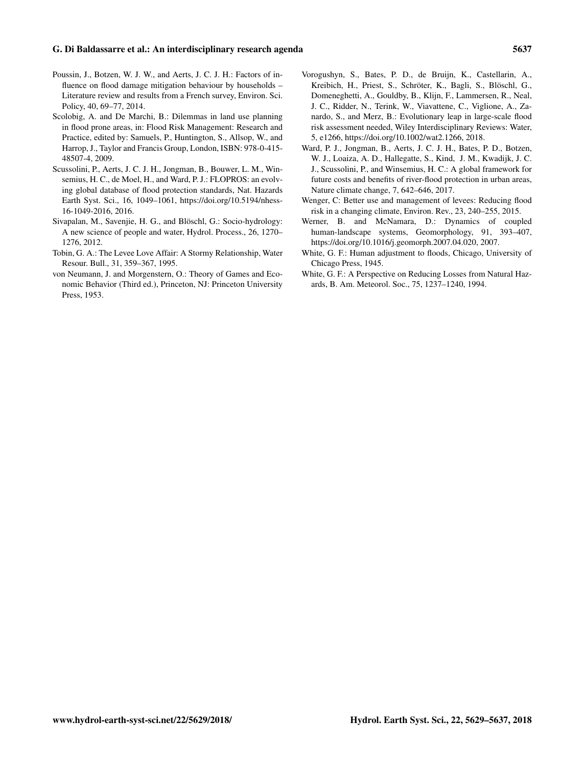Poussin, J., Botzen, W. J. W., and Aerts, J. C. J. H.: Factors of influence on flood damage mitigation behaviour by households – Literature review and results from a French survey, Environ. Sci. Policy, 40, 69–77, 2014.

Scolobig, A. and De Marchi, B.: Dilemmas in land use planning in flood prone areas, in: Flood Risk Management: Research and Practice, edited by: Samuels, P., Huntington, S., Allsop, W., and Harrop, J., Taylor and Francis Group, London, ISBN: 978-0-415-48507-4, 2009.

Scussolini, P., Aerts, J. C. J. H., Jongman, B., Bouwer, L. M., Winsemius, H. C., de Moel, H., and Ward, P. J.: FLOPROS: an evolving global database of flood protection standards, Nat. Hazards Earth Syst. Sci., 16, 1049–1061, https://doi.org/10.5194/nhess-16-1049-2016, 2016.

Sivapalan, M., Savenjie, H. G., and Blöschl, G.: Socio-hydrology: A new science of people and water, Hydrol. Process., 26, 1270–1276, 2012.

Tobin, G. A.: The Levee Love Affair: A Stormy Relationship, Water Resour. Bull., 31, 359–367, 1995.

von Neumann, J. and Morgenstern, O.: Theory of Games and Economic Behavior (Third ed.), Princeton, NJ: Princeton University Press, 1953.

Vorogushyn, S., Bates, P. D., de Bruijn, K., Castellarin, A., Kreibich, H., Priest, S., Schröter, K., Bagli, S., Blöschl, G., Domeneghetti, A., Gouldby, B., Klijn, F., Lammersen, R., Neal, J. C., Ridder, N., Terink, W., Viavattene, C., Viglione, A., Zanardo, S., and Merz, B.: Evolutionary leap in large-scale flood risk assessment needed, Wiley Interdisciplinary Reviews: Water, 5, e1266, https://doi.org/10.1002/wat2.1266, 2018.

Ward, P. J., Jongman, B., Aerts, J. C. J. H., Bates, P. D., Botzen, W. J., Loaiza, A. D., Hallegatte, S., Kind, J. M., Kwadijk, J. C. J., Scussolini, P., and Winsemius, H. C.: A global framework for future costs and benefits of river-flood protection in urban areas, Nature climate change, 7, 642–646, 2017.

Wenger, C: Better use and management of levees: Reducing flood risk in a changing climate, Environ. Rev., 23, 240–255, 2015.

Werner, B. and McNamara, D.: Dynamics of coupled human-landscape systems, Geomorphology, 91, 393–407, https://doi.org/10.1016/j.geomorph.2007.04.020, 2007.

White, G. F.: Human adjustment to floods, Chicago, University of Chicago Press, 1945.

White, G. F.: A Perspective on Reducing Losses from Natural Hazards, B. Am. Meteorol. Soc., 75, 1237–1240, 1994.